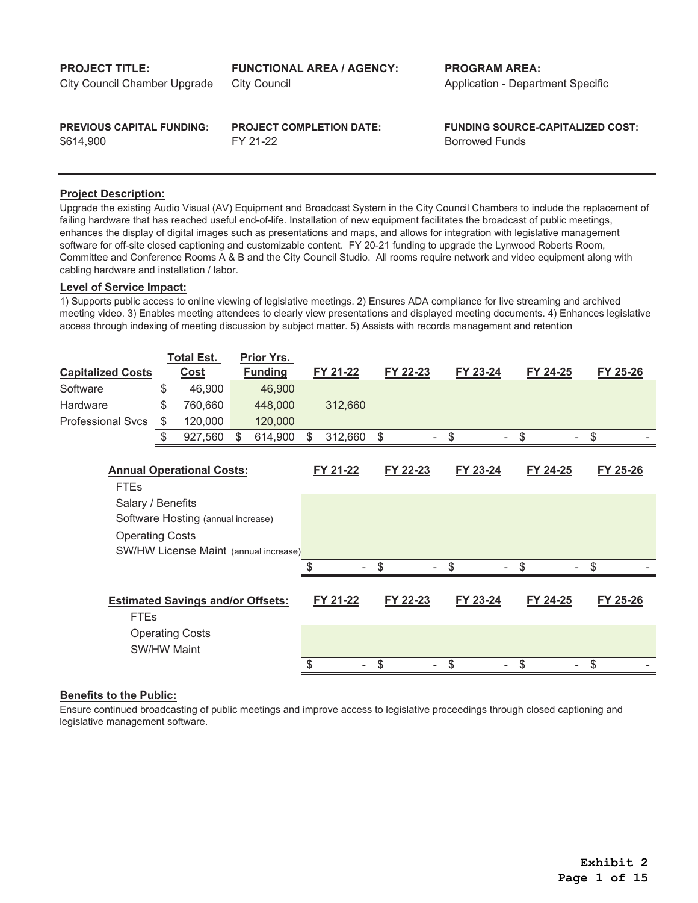| **PROJECT TITLE:** | **FUNCTIONAL AREA / AGENCY:** | **PROGRAM AREA:** |
|---|---|---|
| City Council Chamber Upgrade | City Council | Application - Department Specific |
| **PREVIOUS CAPITAL FUNDING:** | **PROJECT COMPLETION DATE:** | **FUNDING SOURCE-CAPITALIZED COST:** |
| $614,900 | FY 21-22 | Borrowed Funds |

## Project Description:

Upgrade the existing Audio Visual (AV) Equipment and Broadcast System in the City Council Chambers to include the replacement of failing hardware that has reached useful end-of-life. Installation of new equipment facilitates the broadcast of public meetings, enhances the display of digital images such as presentations and maps, and allows for integration with legislative management software for off-site closed captioning and customizable content. FY 20-21 funding to upgrade the Lynwood Roberts Room, Committee and Conference Rooms A & B and the City Council Studio. All rooms require network and video equipment along with cabling hardware and installation / labor.

## Level of Service Impact:

1) Supports public access to online viewing of legislative meetings. 2) Ensures ADA compliance for live streaming and archived meeting video. 3) Enables meeting attendees to clearly view presentations and displayed meeting documents. 4) Enhances legislative access through indexing of meeting discussion by subject matter. 5) Assists with records management and retention

| **Capitalized Costs** | **Total Est. Cost** | **Prior Yrs. Funding** | **FY 21-22** | **FY 22-23** | **FY 23-24** | **FY 24-25** | **FY 25-26** |
|---|---|---|---|---|---|---|---|
| Software | $ 46,900 | 46,900 | | | | | |
| Hardware | $ 760,660 | 448,000 | 312,660 | | | | |
| Professional Svcs | $ 120,000 | 120,000 | | | | | |
| | $ 927,560 | $ 614,900 | $ 312,660 | $ - | $ - | $ - | $ - |

| **Annual Operational Costs:** | **FY 21-22** | **FY 22-23** | **FY 23-24** | **FY 24-25** | **FY 25-26** |
|---|---|---|---|---|---|
| FTEs | | | | | |
| Salary / Benefits | | | | | |
| Software Hosting (annual increase) | | | | | |
| Operating Costs | | | | | |
| SW/HW License Maint (annual increase) | | | | | |
| | $ - | $ - | $ - | $ - | $ - |

| **Estimated Savings and/or Offsets:** | **FY 21-22** | **FY 22-23** | **FY 23-24** | **FY 24-25** | **FY 25-26** |
|---|---|---|---|---|---|
| FTEs | | | | | |
| Operating Costs | | | | | |
| SW/HW Maint | | | | | |
| | $ - | $ - | $ - | $ - | $ - |

## Benefits to the Public:

Ensure continued broadcasting of public meetings and improve access to legislative proceedings through closed captioning and legislative management software.

**Exhibit 2**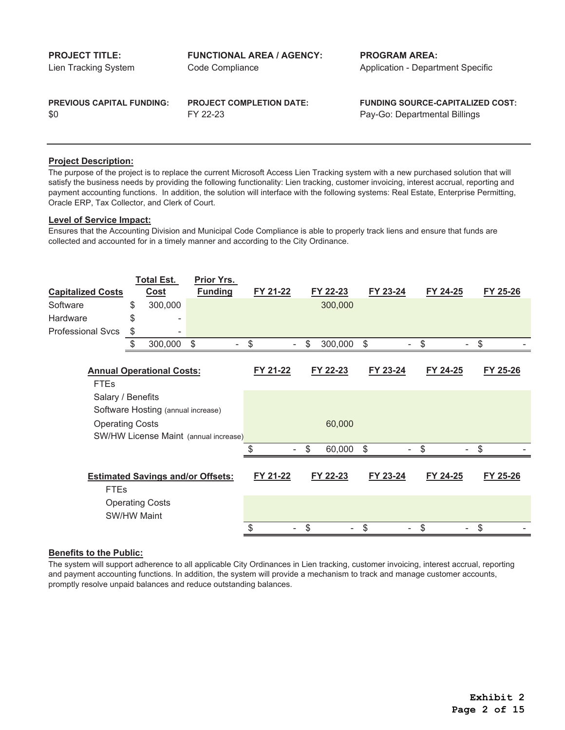| **PROJECT TITLE:** | **FUNCTIONAL AREA / AGENCY:** | **PROGRAM AREA:** |
|---|---|---|
| Lien Tracking System | Code Compliance | Application - Department Specific |
| **PREVIOUS CAPITAL FUNDING:** | **PROJECT COMPLETION DATE:** | **FUNDING SOURCE-CAPITALIZED COST:** |
| $0 | FY 22-23 | Pay-Go: Departmental Billings |

**Project Description:**

The purpose of the project is to replace the current Microsoft Access Lien Tracking system with a new purchased solution that will satisfy the business needs by providing the following functionality: Lien tracking, customer invoicing, interest accrual, reporting and payment accounting functions. In addition, the solution will interface with the following systems: Real Estate, Enterprise Permitting, Oracle ERP, Tax Collector, and Clerk of Court.

**Level of Service Impact:**

Ensures that the Accounting Division and Municipal Code Compliance is able to properly track liens and ensure that funds are collected and accounted for in a timely manner and according to the City Ordinance.

| Capitalized Costs | Total Est. Cost | Prior Yrs. Funding | FY 21-22 | FY 22-23 | FY 23-24 | FY 24-25 | FY 25-26 |
|---|---|---|---|---|---|---|---|
| Software | $ 300,000 | | | 300,000 | | | |
| Hardware | $ - | | | | | | |
| Professional Svcs | $ - | | | | | | |
| | $ 300,000 | $ - | $ - | $ 300,000 | $ - | $ - | $ - |

| Annual Operational Costs: | FY 21-22 | FY 22-23 | FY 23-24 | FY 24-25 | FY 25-26 |
|---|---|---|---|---|---|
| FTEs | | | | | |
| Salary / Benefits | | | | | |
| Software Hosting (annual increase) | | | | | |
| Operating Costs | | 60,000 | | | |
| SW/HW License Maint (annual increase) | | | | | |
| | $ - | $ 60,000 | $ - | $ - | $ - |

| Estimated Savings and/or Offsets: | FY 21-22 | FY 22-23 | FY 23-24 | FY 24-25 | FY 25-26 |
|---|---|---|---|---|---|
| FTEs | | | | | |
| Operating Costs | | | | | |
| SW/HW Maint | | | | | |
| | $ - | $ - | $ - | $ - | $ - |

**Benefits to the Public:**

The system will support adherence to all applicable City Ordinances in Lien tracking, customer invoicing, interest accrual, reporting and payment accounting functions. In addition, the system will provide a mechanism to track and manage customer accounts, promptly resolve unpaid balances and reduce outstanding balances.

**Exhibit 2**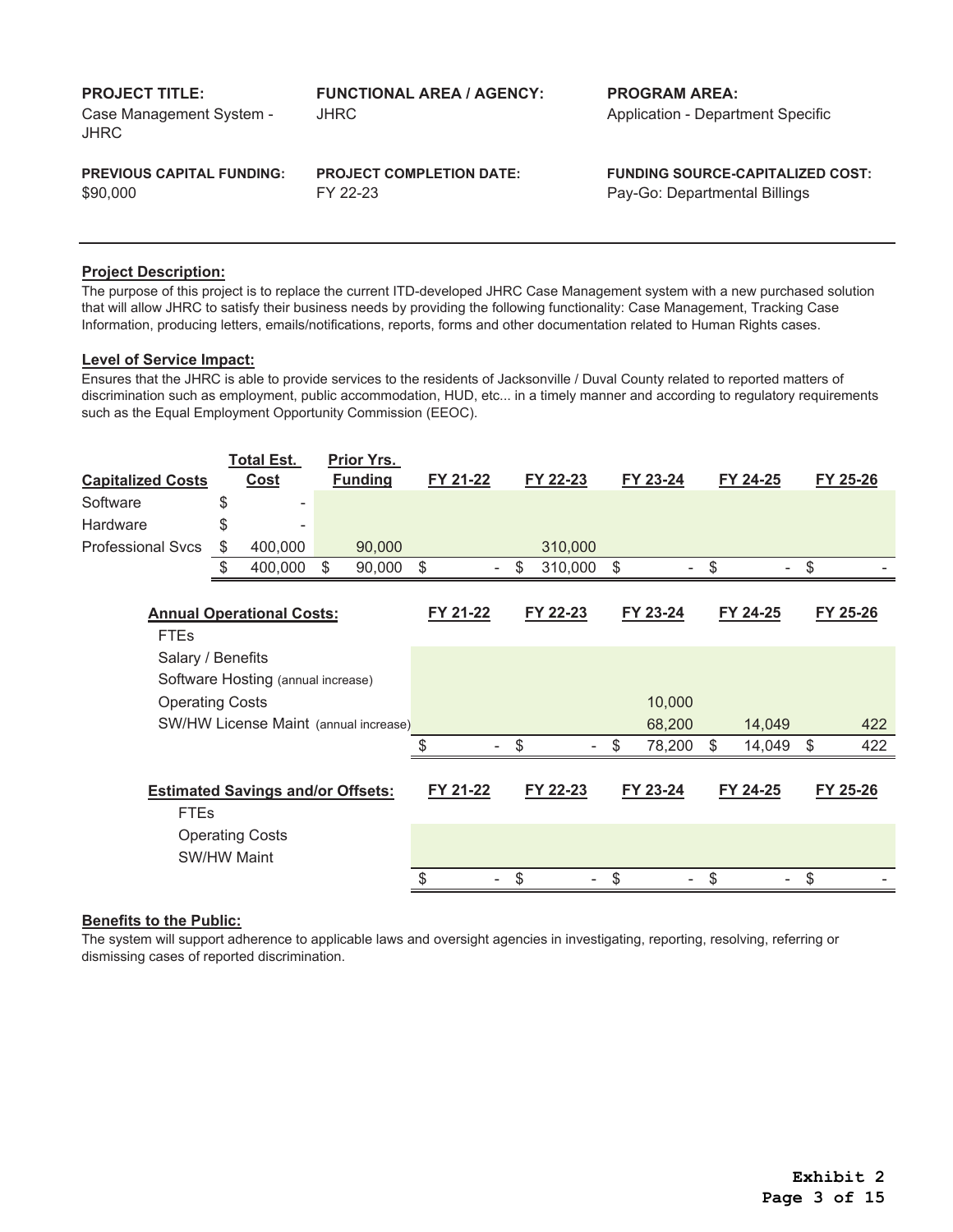**PROJECT TITLE:**
Case Management System - JHRC

**FUNCTIONAL AREA / AGENCY:**
JHRC

**PROGRAM AREA:**
Application - Department Specific

**PREVIOUS CAPITAL FUNDING:**
$90,000

**PROJECT COMPLETION DATE:**
FY 22-23

**FUNDING SOURCE-CAPITALIZED COST:**
Pay-Go: Departmental Billings

---

**Project Description:**

The purpose of this project is to replace the current ITD-developed JHRC Case Management system with a new purchased solution that will allow JHRC to satisfy their business needs by providing the following functionality: Case Management, Tracking Case Information, producing letters, emails/notifications, reports, forms and other documentation related to Human Rights cases.

**Level of Service Impact:**

Ensures that the JHRC is able to provide services to the residents of Jacksonville / Duval County related to reported matters of discrimination such as employment, public accommodation, HUD, etc... in a timely manner and according to regulatory requirements such as the Equal Employment Opportunity Commission (EEOC).

| Capitalized Costs | Total Est. Cost | Prior Yrs. Funding | FY 21-22 | FY 22-23 | FY 23-24 | FY 24-25 | FY 25-26 |
|---|---|---|---|---|---|---|---|
| Software | $ - | | | | | | |
| Hardware | $ - | | | | | | |
| Professional Svcs | $ 400,000 | 90,000 | | 310,000 | | | |
| | $ 400,000 | $ 90,000 | $ - | $ 310,000 | $ - | $ - | $ - |

| Annual Operational Costs: | FY 21-22 | FY 22-23 | FY 23-24 | FY 24-25 | FY 25-26 |
|---|---|---|---|---|---|
| FTEs | | | | | |
| Salary / Benefits | | | | | |
| Software Hosting (annual increase) | | | | | |
| Operating Costs | | | 10,000 | | |
| SW/HW License Maint (annual increase) | | | 68,200 | 14,049 | 422 |
| | $ - | $ - | $ 78,200 | $ 14,049 | $ 422 |

| Estimated Savings and/or Offsets: | FY 21-22 | FY 22-23 | FY 23-24 | FY 24-25 | FY 25-26 |
|---|---|---|---|---|---|
| FTEs | | | | | |
| Operating Costs | | | | | |
| SW/HW Maint | | | | | |
| | $ - | $ - | $ - | $ - | $ - |

**Benefits to the Public:**

The system will support adherence to applicable laws and oversight agencies in investigating, reporting, resolving, referring or dismissing cases of reported discrimination.

**Exhibit 2**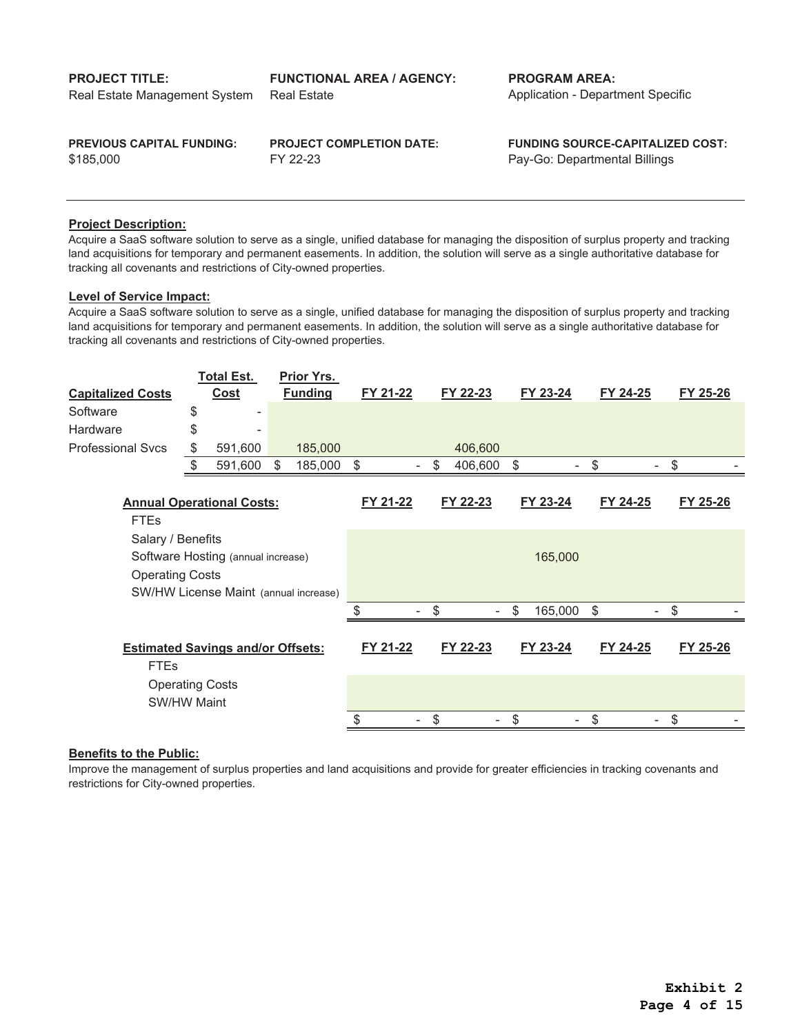**PROJECT TITLE:**
Real Estate Management System

**FUNCTIONAL AREA / AGENCY:**
Real Estate

**PROGRAM AREA:**
Application - Department Specific

**PREVIOUS CAPITAL FUNDING:**
$185,000

**PROJECT COMPLETION DATE:**
FY 22-23

**FUNDING SOURCE-CAPITALIZED COST:**
Pay-Go: Departmental Billings

---

**Project Description:**

Acquire a SaaS software solution to serve as a single, unified database for managing the disposition of surplus property and tracking land acquisitions for temporary and permanent easements. In addition, the solution will serve as a single authoritative database for tracking all covenants and restrictions of City-owned properties.

**Level of Service Impact:**

Acquire a SaaS software solution to serve as a single, unified database for managing the disposition of surplus property and tracking land acquisitions for temporary and permanent easements. In addition, the solution will serve as a single authoritative database for tracking all covenants and restrictions of City-owned properties.

| Capitalized Costs | Total Est. Cost | Prior Yrs. Funding | FY 21-22 | FY 22-23 | FY 23-24 | FY 24-25 | FY 25-26 |
|---|---|---|---|---|---|---|---|
| Software | $ - | | | | | | |
| Hardware | $ - | | | | | | |
| Professional Svcs | $ 591,600 | 185,000 | | 406,600 | | | |
| | $ 591,600 | $ 185,000 | $ - | $ 406,600 | $ - | $ - | $ - |

| Annual Operational Costs: | FY 21-22 | FY 22-23 | FY 23-24 | FY 24-25 | FY 25-26 |
|---|---|---|---|---|---|
| FTEs | | | | | |
| Salary / Benefits | | | | | |
| Software Hosting (annual increase) | | | 165,000 | | |
| Operating Costs | | | | | |
| SW/HW License Maint (annual increase) | | | | | |
| | $ - | $ - | $ 165,000 | $ - | $ - |

| Estimated Savings and/or Offsets: | FY 21-22 | FY 22-23 | FY 23-24 | FY 24-25 | FY 25-26 |
|---|---|---|---|---|---|
| FTEs | | | | | |
| Operating Costs | | | | | |
| SW/HW Maint | | | | | |
| | $ - | $ - | $ - | $ - | $ - |

**Benefits to the Public:**

Improve the management of surplus properties and land acquisitions and provide for greater efficiencies in tracking covenants and restrictions for City-owned properties.

**Exhibit 2**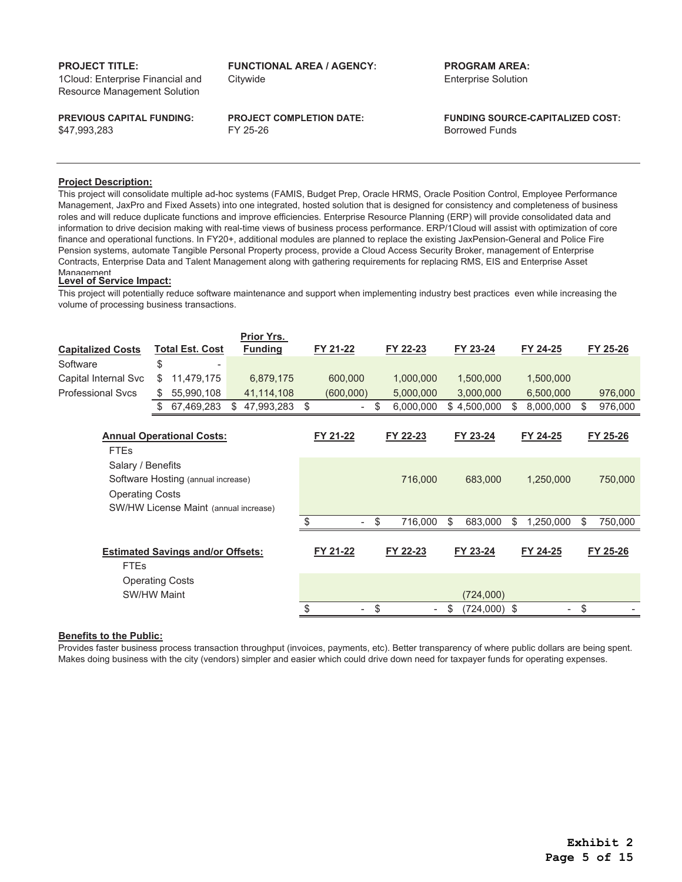**PROJECT TITLE:**
1Cloud: Enterprise Financial and Resource Management Solution

**FUNCTIONAL AREA / AGENCY:**
Citywide

**PROGRAM AREA:**
Enterprise Solution

**PREVIOUS CAPITAL FUNDING:**
$47,993,283

**PROJECT COMPLETION DATE:**
FY 25-26

**FUNDING SOURCE-CAPITALIZED COST:**
Borrowed Funds

---

**Project Description:**

This project will consolidate multiple ad-hoc systems (FAMIS, Budget Prep, Oracle HRMS, Oracle Position Control, Employee Performance Management, JaxPro and Fixed Assets) into one integrated, hosted solution that is designed for consistency and completeness of business roles and will reduce duplicate functions and improve efficiencies. Enterprise Resource Planning (ERP) will provide consolidated data and information to drive decision making with real-time views of business process performance. ERP/1Cloud will assist with optimization of core finance and operational functions. In FY20+, additional modules are planned to replace the existing JaxPension-General and Police Fire Pension systems, automate Tangible Personal Property process, provide a Cloud Access Security Broker, management of Enterprise Contracts, Enterprise Data and Talent Management along with gathering requirements for replacing RMS, EIS and Enterprise Asset Management

**Level of Service Impact:**

This project will potentially reduce software maintenance and support when implementing industry best practices even while increasing the volume of processing business transactions.

| Capitalized Costs | Total Est. Cost | Prior Yrs. Funding | FY 21-22 | FY 22-23 | FY 23-24 | FY 24-25 | FY 25-26 |
|---|---|---|---|---|---|---|---|
| Software | $ - | | | | | | |
| Capital Internal Svc | $ 11,479,175 | 6,879,175 | 600,000 | 1,000,000 | 1,500,000 | 1,500,000 | |
| Professional Svcs | $ 55,990,108 | 41,114,108 | (600,000) | 5,000,000 | 3,000,000 | 6,500,000 | 976,000 |
| | $ 67,469,283 | $ 47,993,283 | $ - | $ 6,000,000 | $ 4,500,000 | $ 8,000,000 | $ 976,000 |

| Annual Operational Costs: | FY 21-22 | FY 22-23 | FY 23-24 | FY 24-25 | FY 25-26 |
|---|---|---|---|---|---|
| FTEs | | | | | |
| Salary / Benefits | | | | | |
| Software Hosting (annual increase) | | 716,000 | 683,000 | 1,250,000 | 750,000 |
| Operating Costs | | | | | |
| SW/HW License Maint (annual increase) | | | | | |
| | $ - | $ 716,000 | $ 683,000 | $ 1,250,000 | $ 750,000 |

| Estimated Savings and/or Offsets: | FY 21-22 | FY 22-23 | FY 23-24 | FY 24-25 | FY 25-26 |
|---|---|---|---|---|---|
| FTEs | | | | | |
| Operating Costs | | | | | |
| SW/HW Maint | | | (724,000) | | |
| | $ - | $ - | $ (724,000) | $ - | $ - |

**Benefits to the Public:**

Provides faster business process transaction throughput (invoices, payments, etc). Better transparency of where public dollars are being spent. Makes doing business with the city (vendors) simpler and easier which could drive down need for taxpayer funds for operating expenses.

**Exhibit 2**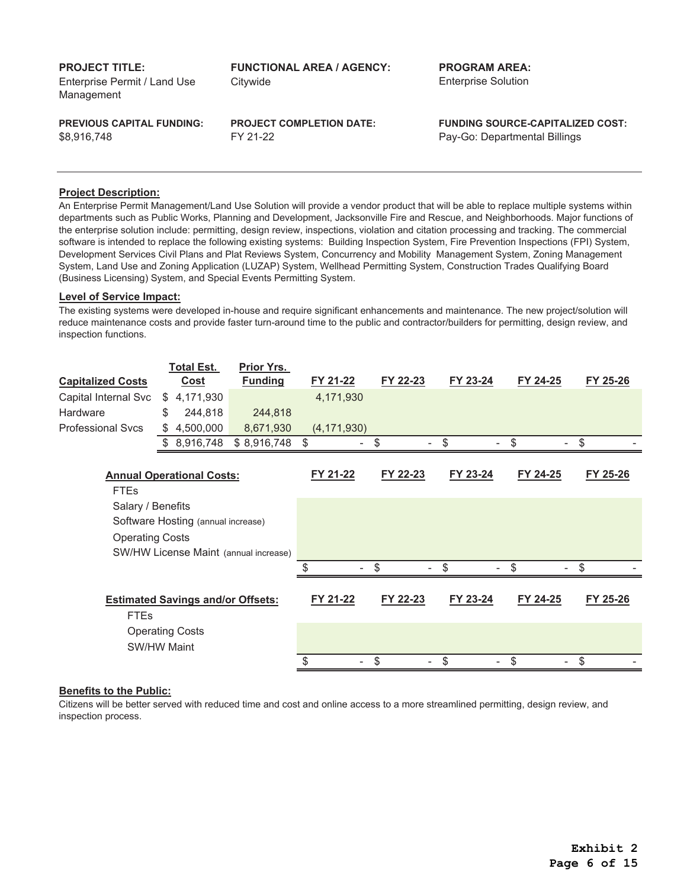**PROJECT TITLE:**
Enterprise Permit / Land Use Management

**FUNCTIONAL AREA / AGENCY:**
Citywide

**PROGRAM AREA:**
Enterprise Solution

**PREVIOUS CAPITAL FUNDING:**
$8,916,748

**PROJECT COMPLETION DATE:**
FY 21-22

**FUNDING SOURCE-CAPITALIZED COST:**
Pay-Go: Departmental Billings

---

**Project Description:**

An Enterprise Permit Management/Land Use Solution will provide a vendor product that will be able to replace multiple systems within departments such as Public Works, Planning and Development, Jacksonville Fire and Rescue, and Neighborhoods. Major functions of the enterprise solution include: permitting, design review, inspections, violation and citation processing and tracking. The commercial software is intended to replace the following existing systems: Building Inspection System, Fire Prevention Inspections (FPI) System, Development Services Civil Plans and Plat Reviews System, Concurrency and Mobility Management System, Zoning Management System, Land Use and Zoning Application (LUZAP) System, Wellhead Permitting System, Construction Trades Qualifying Board (Business Licensing) System, and Special Events Permitting System.

**Level of Service Impact:**

The existing systems were developed in-house and require significant enhancements and maintenance. The new project/solution will reduce maintenance costs and provide faster turn-around time to the public and contractor/builders for permitting, design review, and inspection functions.

| Capitalized Costs | Total Est. Cost | Prior Yrs. Funding | FY 21-22 | FY 22-23 | FY 23-24 | FY 24-25 | FY 25-26 |
|---|---|---|---|---|---|---|---|
| Capital Internal Svc | $ 4,171,930 | | 4,171,930 | | | | |
| Hardware | $ 244,818 | 244,818 | | | | | |
| Professional Svcs | $ 4,500,000 | 8,671,930 | (4,171,930) | | | | |
| | $ 8,916,748 | $ 8,916,748 | $ - | $ - | $ - | $ - | $ - |

| Annual Operational Costs: | FY 21-22 | FY 22-23 | FY 23-24 | FY 24-25 | FY 25-26 |
|---|---|---|---|---|---|
| FTEs | | | | | |
| Salary / Benefits | | | | | |
| Software Hosting (annual increase) | | | | | |
| Operating Costs | | | | | |
| SW/HW License Maint (annual increase) | | | | | |
| | $ - | $ - | $ - | $ - | $ - |

| Estimated Savings and/or Offsets: | FY 21-22 | FY 22-23 | FY 23-24 | FY 24-25 | FY 25-26 |
|---|---|---|---|---|---|
| FTEs | | | | | |
| Operating Costs | | | | | |
| SW/HW Maint | | | | | |
| | $ - | $ - | $ - | $ - | $ - |

**Benefits to the Public:**

Citizens will be better served with reduced time and cost and online access to a more streamlined permitting, design review, and inspection process.

**Exhibit 2**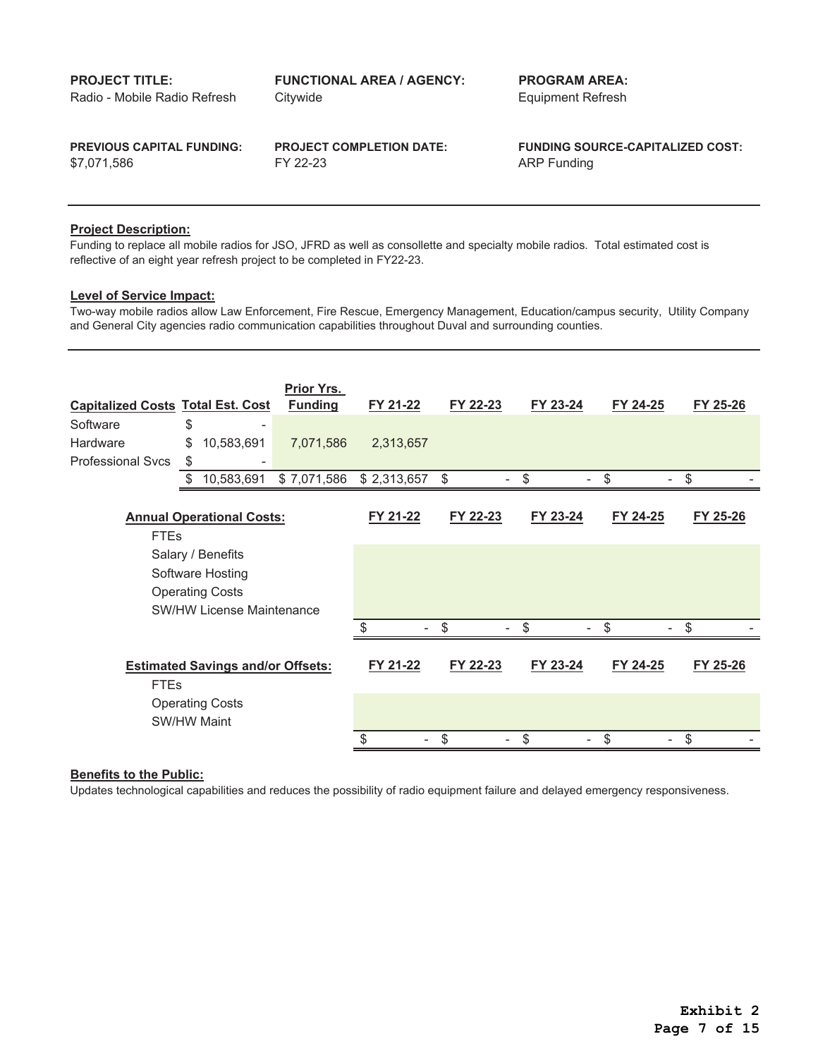**PROJECT TITLE:**
Radio - Mobile Radio Refresh

**FUNCTIONAL AREA / AGENCY:**
Citywide

**PROGRAM AREA:**
Equipment Refresh

**PREVIOUS CAPITAL FUNDING:**
$7,071,586

**PROJECT COMPLETION DATE:**
FY 22-23

**FUNDING SOURCE-CAPITALIZED COST:**
ARP Funding

---

**Project Description:**
Funding to replace all mobile radios for JSO, JFRD as well as consollette and specialty mobile radios. Total estimated cost is reflective of an eight year refresh project to be completed in FY22-23.

**Level of Service Impact:**
Two-way mobile radios allow Law Enforcement, Fire Rescue, Emergency Management, Education/campus security, Utility Company and General City agencies radio communication capabilities throughout Duval and surrounding counties.

---

| Capitalized Costs | Total Est. Cost | Prior Yrs. Funding | FY 21-22 | FY 22-23 | FY 23-24 | FY 24-25 | FY 25-26 |
|---|---|---|---|---|---|---|---|
| Software | $ - | | | | | | |
| Hardware | $ 10,583,691 | 7,071,586 | 2,313,657 | | | | |
| Professional Svcs | $ - | | | | | | |
| | $ 10,583,691 | $ 7,071,586 | $ 2,313,657 | $ - | $ - | $ - | $ - |

| Annual Operational Costs: | FY 21-22 | FY 22-23 | FY 23-24 | FY 24-25 | FY 25-26 |
|---|---|---|---|---|---|
| FTEs | | | | | |
| Salary / Benefits | | | | | |
| Software Hosting | | | | | |
| Operating Costs | | | | | |
| SW/HW License Maintenance | | | | | |
| | $ - | $ - | $ - | $ - | $ - |

| Estimated Savings and/or Offsets: | FY 21-22 | FY 22-23 | FY 23-24 | FY 24-25 | FY 25-26 |
|---|---|---|---|---|---|
| FTEs | | | | | |
| Operating Costs | | | | | |
| SW/HW Maint | | | | | |
| | $ - | $ - | $ - | $ - | $ - |

**Benefits to the Public:**
Updates technological capabilities and reduces the possibility of radio equipment failure and delayed emergency responsiveness.

**Exhibit 2**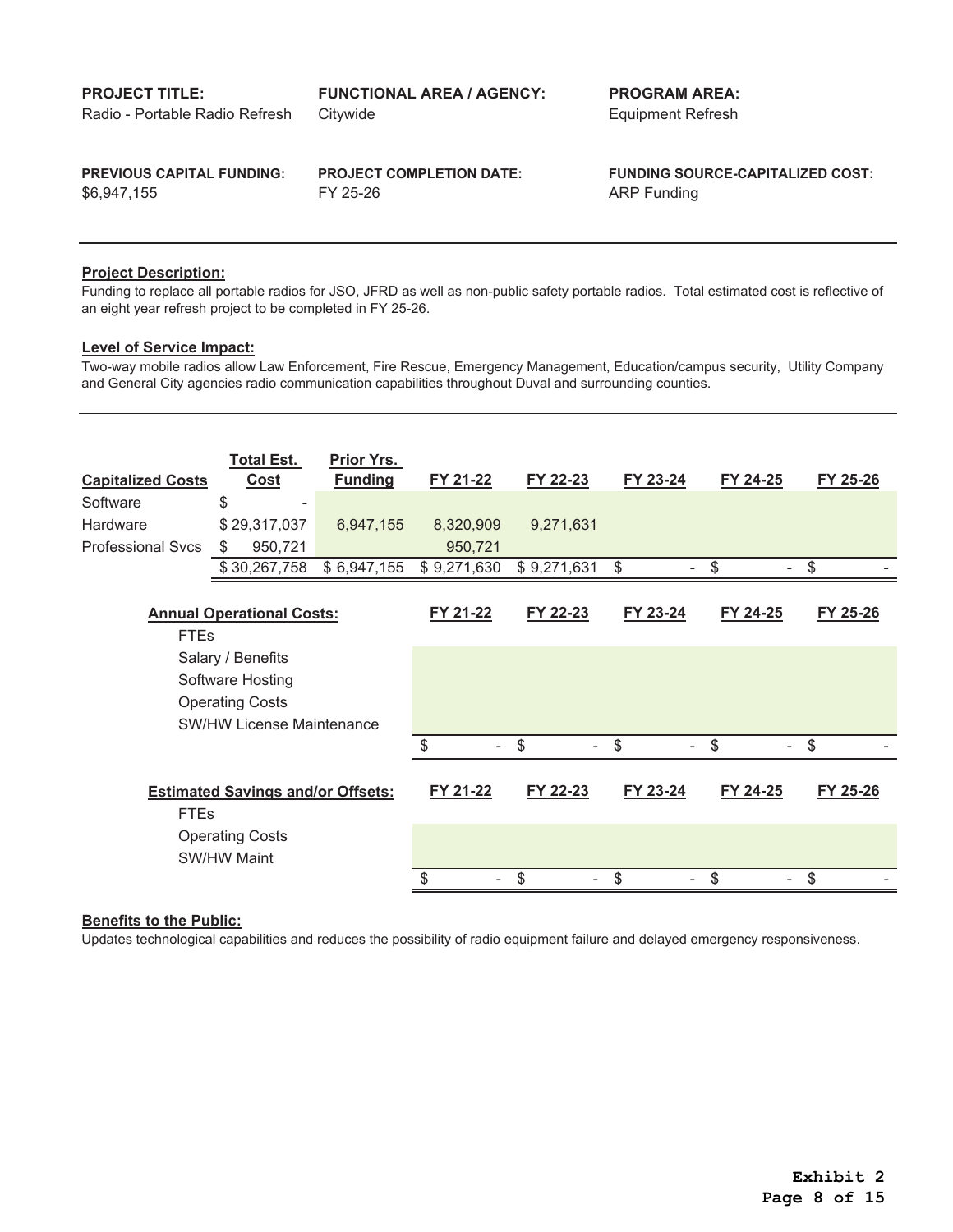| PROJECT TITLE: | FUNCTIONAL AREA / AGENCY: | PROGRAM AREA: |
|---|---|---|
| Radio - Portable Radio Refresh | Citywide | Equipment Refresh |
| **PREVIOUS CAPITAL FUNDING:** | **PROJECT COMPLETION DATE:** | **FUNDING SOURCE-CAPITALIZED COST:** |
| $6,947,155 | FY 25-26 | ARP Funding |

**Project Description:**

Funding to replace all portable radios for JSO, JFRD as well as non-public safety portable radios. Total estimated cost is reflective of an eight year refresh project to be completed in FY 25-26.

**Level of Service Impact:**

Two-way mobile radios allow Law Enforcement, Fire Rescue, Emergency Management, Education/campus security, Utility Company and General City agencies radio communication capabilities throughout Duval and surrounding counties.

| Capitalized Costs | Total Est. Cost | Prior Yrs. Funding | FY 21-22 | FY 22-23 | FY 23-24 | FY 24-25 | FY 25-26 |
|---|---|---|---|---|---|---|---|
| Software | $ - | | | | | | |
| Hardware | $ 29,317,037 | 6,947,155 | 8,320,909 | 9,271,631 | | | |
| Professional Svcs | $ 950,721 | | 950,721 | | | | |
| | $ 30,267,758 | $ 6,947,155 | $ 9,271,630 | $ 9,271,631 | $ - | $ - | $ - |

| Annual Operational Costs: | FY 21-22 | FY 22-23 | FY 23-24 | FY 24-25 | FY 25-26 |
|---|---|---|---|---|---|
| FTEs | | | | | |
| Salary / Benefits | | | | | |
| Software Hosting | | | | | |
| Operating Costs | | | | | |
| SW/HW License Maintenance | | | | | |
| | $ - | $ - | $ - | $ - | $ - |

| Estimated Savings and/or Offsets: | FY 21-22 | FY 22-23 | FY 23-24 | FY 24-25 | FY 25-26 |
|---|---|---|---|---|---|
| FTEs | | | | | |
| Operating Costs | | | | | |
| SW/HW Maint | | | | | |
| | $ - | $ - | $ - | $ - | $ - |

**Benefits to the Public:**

Updates technological capabilities and reduces the possibility of radio equipment failure and delayed emergency responsiveness.

**Exhibit 2**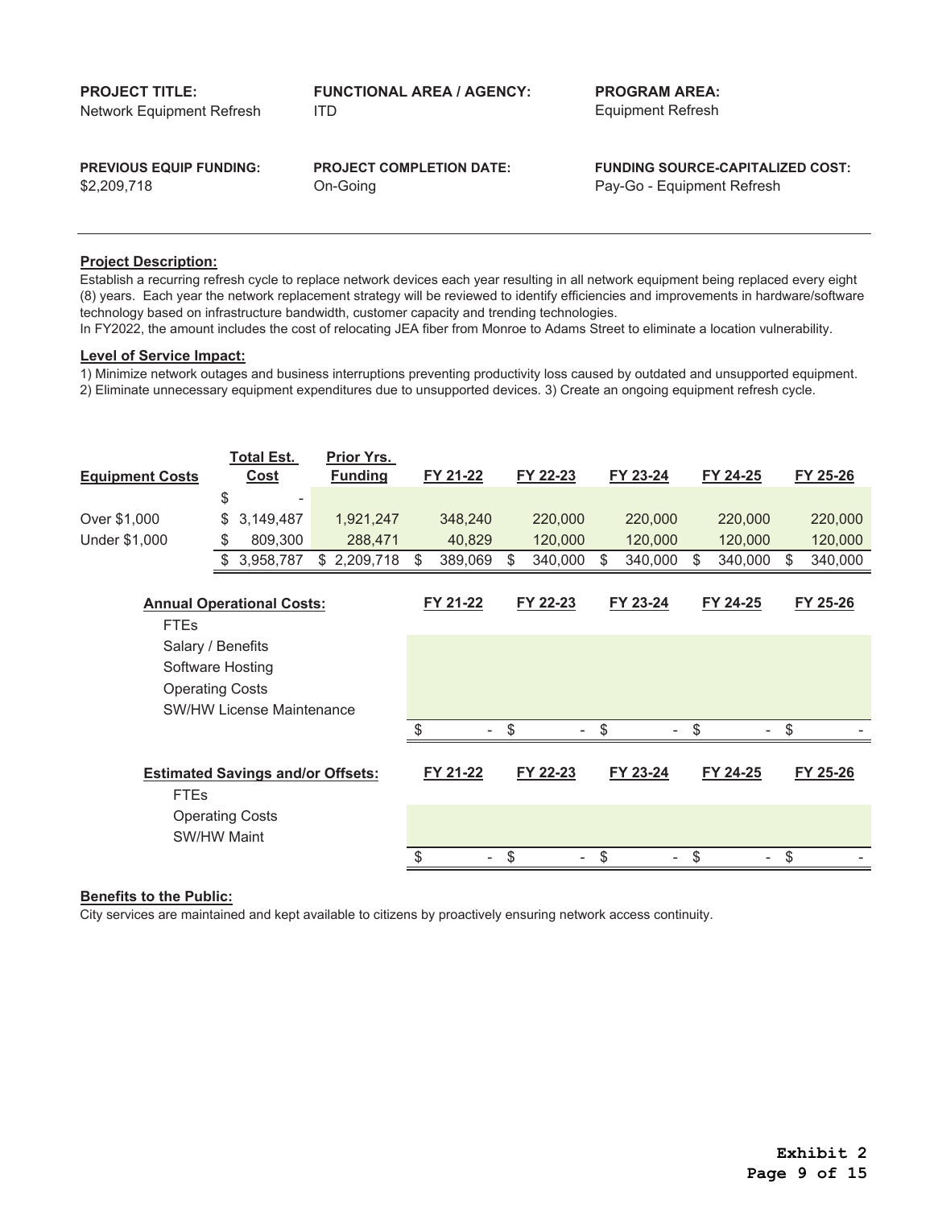**PROJECT TITLE:**
Network Equipment Refresh

**FUNCTIONAL AREA / AGENCY:**
ITD

**PROGRAM AREA:**
Equipment Refresh

**PREVIOUS EQUIP FUNDING:**
$2,209,718

**PROJECT COMPLETION DATE:**
On-Going

**FUNDING SOURCE-CAPITALIZED COST:**
Pay-Go - Equipment Refresh

---

**Project Description:**

Establish a recurring refresh cycle to replace network devices each year resulting in all network equipment being replaced every eight (8) years. Each year the network replacement strategy will be reviewed to identify efficiencies and improvements in hardware/software technology based on infrastructure bandwidth, customer capacity and trending technologies.
In FY2022, the amount includes the cost of relocating JEA fiber from Monroe to Adams Street to eliminate a location vulnerability.

**Level of Service Impact:**

1) Minimize network outages and business interruptions preventing productivity loss caused by outdated and unsupported equipment. 2) Eliminate unnecessary equipment expenditures due to unsupported devices. 3) Create an ongoing equipment refresh cycle.

| Equipment Costs | Total Est. Cost | Prior Yrs. Funding | FY 21-22 | FY 22-23 | FY 23-24 | FY 24-25 | FY 25-26 |
|---|---|---|---|---|---|---|---|
| | $ - | | | | | | |
| Over $1,000 | $ 3,149,487 | 1,921,247 | 348,240 | 220,000 | 220,000 | 220,000 | 220,000 |
| Under $1,000 | $ 809,300 | 288,471 | 40,829 | 120,000 | 120,000 | 120,000 | 120,000 |
| | $ 3,958,787 | $ 2,209,718 | $ 389,069 | $ 340,000 | $ 340,000 | $ 340,000 | $ 340,000 |

| Annual Operational Costs: | FY 21-22 | FY 22-23 | FY 23-24 | FY 24-25 | FY 25-26 |
|---|---|---|---|---|---|
| FTEs | | | | | |
| Salary / Benefits | | | | | |
| Software Hosting | | | | | |
| Operating Costs | | | | | |
| SW/HW License Maintenance | | | | | |
| | $ - | $ - | $ - | $ - | $ - |

| Estimated Savings and/or Offsets: | FY 21-22 | FY 22-23 | FY 23-24 | FY 24-25 | FY 25-26 |
|---|---|---|---|---|---|
| FTEs | | | | | |
| Operating Costs | | | | | |
| SW/HW Maint | | | | | |
| | $ - | $ - | $ - | $ - | $ - |

**Benefits to the Public:**

City services are maintained and kept available to citizens by proactively ensuring network access continuity.

**Exhibit 2**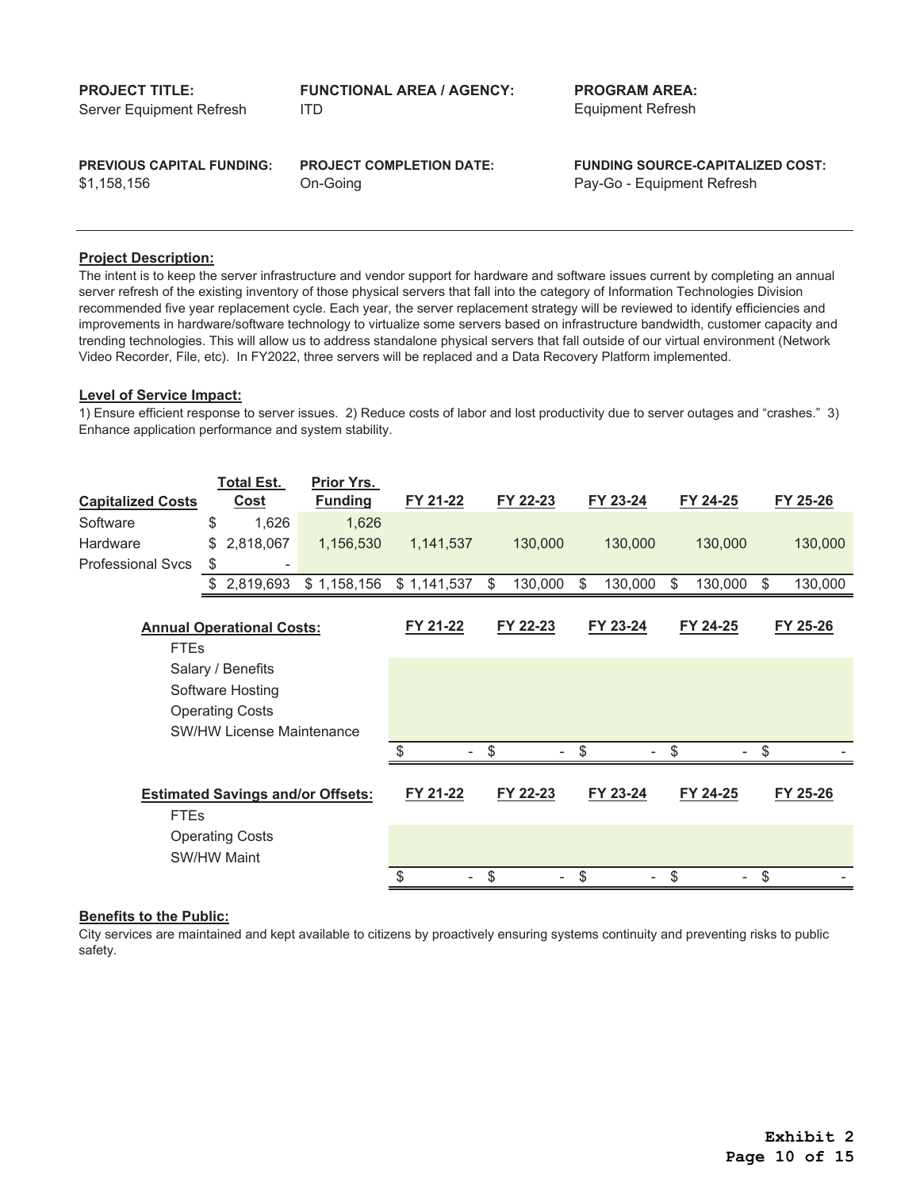**PROJECT TITLE:**
Server Equipment Refresh

**FUNCTIONAL AREA / AGENCY:**
ITD

**PROGRAM AREA:**
Equipment Refresh

**PREVIOUS CAPITAL FUNDING:**
$1,158,156

**PROJECT COMPLETION DATE:**
On-Going

**FUNDING SOURCE-CAPITALIZED COST:**
Pay-Go - Equipment Refresh

---

**Project Description:**

The intent is to keep the server infrastructure and vendor support for hardware and software issues current by completing an annual server refresh of the existing inventory of those physical servers that fall into the category of Information Technologies Division recommended five year replacement cycle. Each year, the server replacement strategy will be reviewed to identify efficiencies and improvements in hardware/software technology to virtualize some servers based on infrastructure bandwidth, customer capacity and trending technologies. This will allow us to address standalone physical servers that fall outside of our virtual environment (Network Video Recorder, File, etc). In FY2022, three servers will be replaced and a Data Recovery Platform implemented.

**Level of Service Impact:**

1) Ensure efficient response to server issues. 2) Reduce costs of labor and lost productivity due to server outages and "crashes." 3) Enhance application performance and system stability.

| Capitalized Costs | Total Est. Cost | Prior Yrs. Funding | FY 21-22 | FY 22-23 | FY 23-24 | FY 24-25 | FY 25-26 |
|---|---|---|---|---|---|---|---|
| Software | $ 1,626 | 1,626 | | | | | |
| Hardware | $ 2,818,067 | 1,156,530 | 1,141,537 | 130,000 | 130,000 | 130,000 | 130,000 |
| Professional Svcs | $ - | | | | | | |
| | $ 2,819,693 | $ 1,158,156 | $ 1,141,537 | $ 130,000 | $ 130,000 | $ 130,000 | $ 130,000 |

| Annual Operational Costs: | FY 21-22 | FY 22-23 | FY 23-24 | FY 24-25 | FY 25-26 |
|---|---|---|---|---|---|
| FTEs | | | | | |
| Salary / Benefits | | | | | |
| Software Hosting | | | | | |
| Operating Costs | | | | | |
| SW/HW License Maintenance | | | | | |
| | $ - | $ - | $ - | $ - | $ - |

| Estimated Savings and/or Offsets: | FY 21-22 | FY 22-23 | FY 23-24 | FY 24-25 | FY 25-26 |
|---|---|---|---|---|---|
| FTEs | | | | | |
| Operating Costs | | | | | |
| SW/HW Maint | | | | | |
| | $ - | $ - | $ - | $ - | $ - |

**Benefits to the Public:**

City services are maintained and kept available to citizens by proactively ensuring systems continuity and preventing risks to public safety.

**Exhibit 2**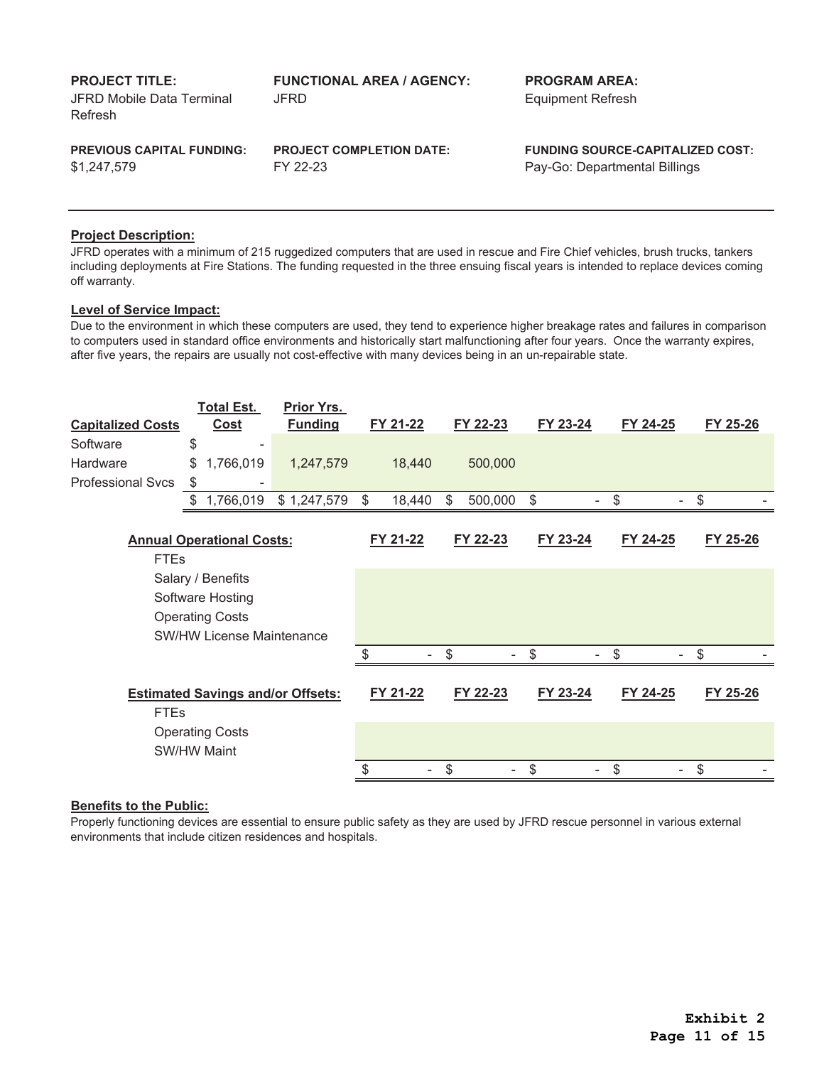| **PROJECT TITLE:** | **FUNCTIONAL AREA / AGENCY:** | **PROGRAM AREA:** |
|---|---|---|
| JFRD Mobile Data Terminal Refresh | JFRD | Equipment Refresh |
| **PREVIOUS CAPITAL FUNDING:** | **PROJECT COMPLETION DATE:** | **FUNDING SOURCE-CAPITALIZED COST:** |
| $1,247,579 | FY 22-23 | Pay-Go: Departmental Billings |

**Project Description:**

JFRD operates with a minimum of 215 ruggedized computers that are used in rescue and Fire Chief vehicles, brush trucks, tankers including deployments at Fire Stations. The funding requested in the three ensuing fiscal years is intended to replace devices coming off warranty.

**Level of Service Impact:**

Due to the environment in which these computers are used, they tend to experience higher breakage rates and failures in comparison to computers used in standard office environments and historically start malfunctioning after four years. Once the warranty expires, after five years, the repairs are usually not cost-effective with many devices being in an un-repairable state.

| Capitalized Costs | Total Est. Cost | Prior Yrs. Funding | FY 21-22 | FY 22-23 | FY 23-24 | FY 24-25 | FY 25-26 |
|---|---|---|---|---|---|---|---|
| Software | $ - | | | | | | |
| Hardware | $ 1,766,019 | 1,247,579 | 18,440 | 500,000 | | | |
| Professional Svcs | $ - | | | | | | |
| | $ 1,766,019 | $ 1,247,579 | $ 18,440 | $ 500,000 | $ - | $ - | $ - |

| Annual Operational Costs: | FY 21-22 | FY 22-23 | FY 23-24 | FY 24-25 | FY 25-26 |
|---|---|---|---|---|---|
| FTEs | | | | | |
| Salary / Benefits | | | | | |
| Software Hosting | | | | | |
| Operating Costs | | | | | |
| SW/HW License Maintenance | | | | | |
| | $ - | $ - | $ - | $ - | $ - |

| Estimated Savings and/or Offsets: | FY 21-22 | FY 22-23 | FY 23-24 | FY 24-25 | FY 25-26 |
|---|---|---|---|---|---|
| FTEs | | | | | |
| Operating Costs | | | | | |
| SW/HW Maint | | | | | |
| | $ - | $ - | $ - | $ - | $ - |

**Benefits to the Public:**

Properly functioning devices are essential to ensure public safety as they are used by JFRD rescue personnel in various external environments that include citizen residences and hospitals.

**Exhibit 2**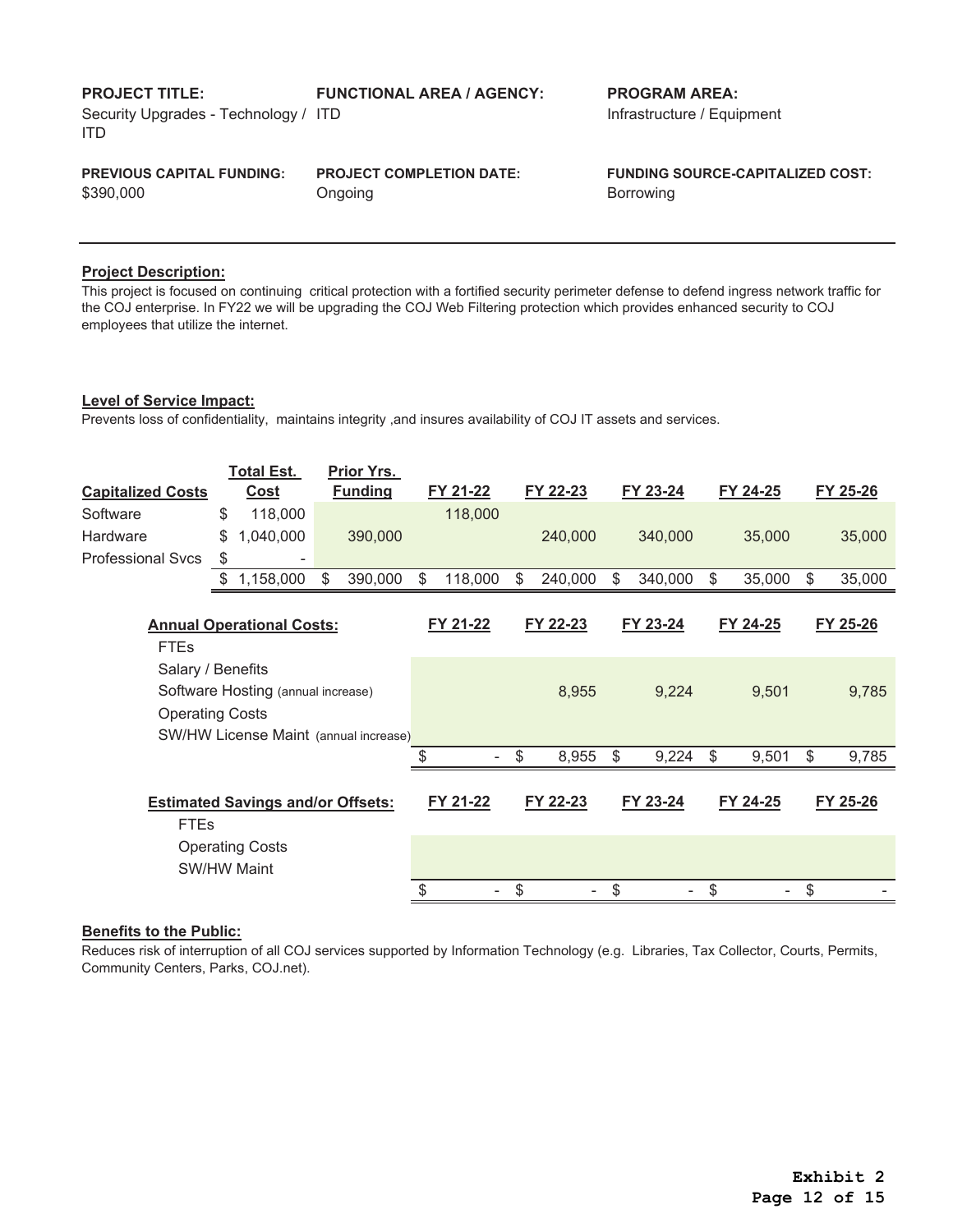**PROJECT TITLE:**
Security Upgrades - Technology / ITD

**FUNCTIONAL AREA / AGENCY:**
ITD

**PROGRAM AREA:**
Infrastructure / Equipment

**PREVIOUS CAPITAL FUNDING:**
$390,000

**PROJECT COMPLETION DATE:**
Ongoing

**FUNDING SOURCE-CAPITALIZED COST:**
Borrowing

---

**Project Description:**

This project is focused on continuing critical protection with a fortified security perimeter defense to defend ingress network traffic for the COJ enterprise. In FY22 we will be upgrading the COJ Web Filtering protection which provides enhanced security to COJ employees that utilize the internet.

**Level of Service Impact:**

Prevents loss of confidentiality, maintains integrity ,and insures availability of COJ IT assets and services.

| Capitalized Costs | Total Est. Cost | Prior Yrs. Funding | FY 21-22 | FY 22-23 | FY 23-24 | FY 24-25 | FY 25-26 |
|---|---|---|---|---|---|---|---|
| Software | $ 118,000 | | 118,000 | | | | |
| Hardware | $ 1,040,000 | 390,000 | | 240,000 | 340,000 | 35,000 | 35,000 |
| Professional Svcs | $ - | | | | | | |
| | $ 1,158,000 | $ 390,000 | $ 118,000 | $ 240,000 | $ 340,000 | $ 35,000 | $ 35,000 |

| Annual Operational Costs: | FY 21-22 | FY 22-23 | FY 23-24 | FY 24-25 | FY 25-26 |
|---|---|---|---|---|---|
| FTEs | | | | | |
| Salary / Benefits | | | | | |
| Software Hosting (annual increase) | | 8,955 | 9,224 | 9,501 | 9,785 |
| Operating Costs | | | | | |
| SW/HW License Maint (annual increase) | | | | | |
| | $ - | $ 8,955 | $ 9,224 | $ 9,501 | $ 9,785 |

| Estimated Savings and/or Offsets: | FY 21-22 | FY 22-23 | FY 23-24 | FY 24-25 | FY 25-26 |
|---|---|---|---|---|---|
| FTEs | | | | | |
| Operating Costs | | | | | |
| SW/HW Maint | | | | | |
| | $ - | $ - | $ - | $ - | $ - |

**Benefits to the Public:**

Reduces risk of interruption of all COJ services supported by Information Technology (e.g. Libraries, Tax Collector, Courts, Permits, Community Centers, Parks, COJ.net).

**Exhibit 2**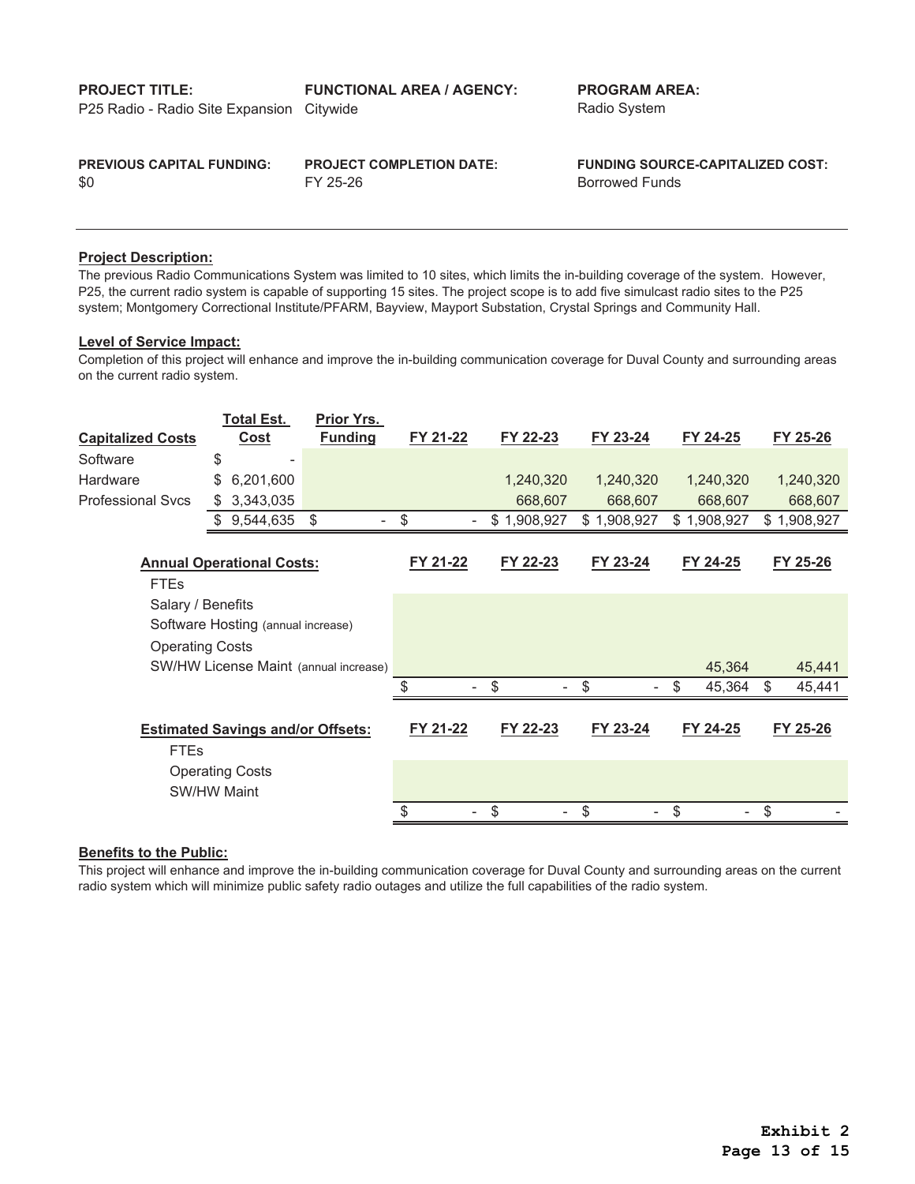| PROJECT TITLE: | FUNCTIONAL AREA / AGENCY: | PROGRAM AREA: |
| --- | --- | --- |
| P25 Radio - Radio Site Expansion | Citywide | Radio System |
| **PREVIOUS CAPITAL FUNDING:** | **PROJECT COMPLETION DATE:** | **FUNDING SOURCE-CAPITALIZED COST:** |
| $0 | FY 25-26 | Borrowed Funds |

**Project Description:**

The previous Radio Communications System was limited to 10 sites, which limits the in-building coverage of the system. However, P25, the current radio system is capable of supporting 15 sites. The project scope is to add five simulcast radio sites to the P25 system; Montgomery Correctional Institute/PFARM, Bayview, Mayport Substation, Crystal Springs and Community Hall.

**Level of Service Impact:**

Completion of this project will enhance and improve the in-building communication coverage for Duval County and surrounding areas on the current radio system.

| Capitalized Costs | Total Est. Cost | Prior Yrs. Funding | FY 21-22 | FY 22-23 | FY 23-24 | FY 24-25 | FY 25-26 |
| --- | --- | --- | --- | --- | --- | --- | --- |
| Software | $ - | | | | | | |
| Hardware | $ 6,201,600 | | | 1,240,320 | 1,240,320 | 1,240,320 | 1,240,320 |
| Professional Svcs | $ 3,343,035 | | | 668,607 | 668,607 | 668,607 | 668,607 |
| | $ 9,544,635 | $ - | $ - | $ 1,908,927 | $ 1,908,927 | $ 1,908,927 | $ 1,908,927 |

| Annual Operational Costs: | FY 21-22 | FY 22-23 | FY 23-24 | FY 24-25 | FY 25-26 |
| --- | --- | --- | --- | --- | --- |
| FTEs | | | | | |
| Salary / Benefits | | | | | |
| Software Hosting (annual increase) | | | | | |
| Operating Costs | | | | | |
| SW/HW License Maint (annual increase) | | | | 45,364 | 45,441 |
| | $ - | $ - | $ - | $ 45,364 | $ 45,441 |

| Estimated Savings and/or Offsets: | FY 21-22 | FY 22-23 | FY 23-24 | FY 24-25 | FY 25-26 |
| --- | --- | --- | --- | --- | --- |
| FTEs | | | | | |
| Operating Costs | | | | | |
| SW/HW Maint | | | | | |
| | $ - | $ - | $ - | $ - | $ - |

**Benefits to the Public:**

This project will enhance and improve the in-building communication coverage for Duval County and surrounding areas on the current radio system which will minimize public safety radio outages and utilize the full capabilities of the radio system.

**Exhibit 2**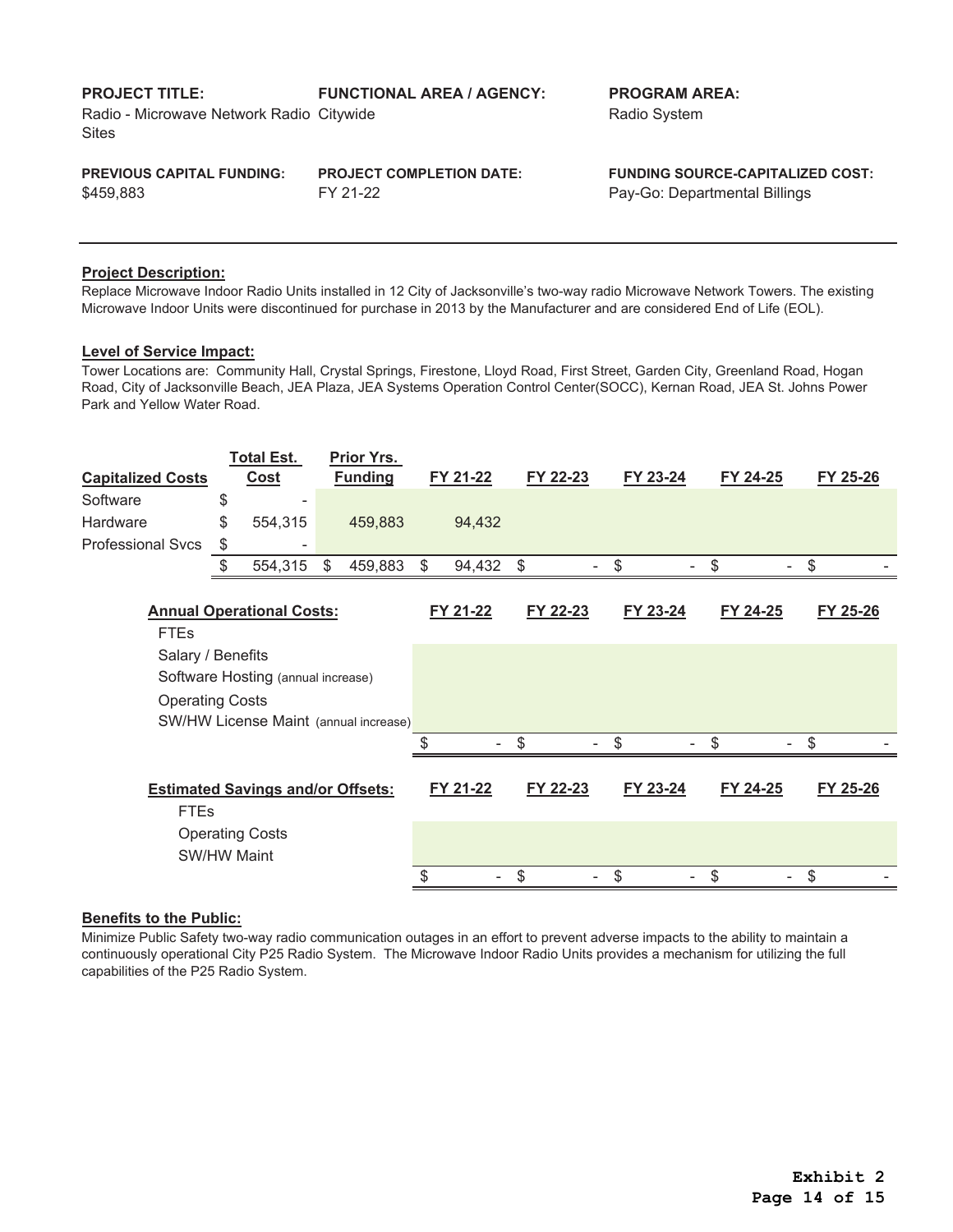| PROJECT TITLE: | FUNCTIONAL AREA / AGENCY: | PROGRAM AREA: |
|---|---|---|
| Radio - Microwave Network Radio Sites | Citywide | Radio System |

| PREVIOUS CAPITAL FUNDING: | PROJECT COMPLETION DATE: | FUNDING SOURCE-CAPITALIZED COST: |
|---|---|---|
| $459,883 | FY 21-22 | Pay-Go: Departmental Billings |

**Project Description:**

Replace Microwave Indoor Radio Units installed in 12 City of Jacksonville's two-way radio Microwave Network Towers. The existing Microwave Indoor Units were discontinued for purchase in 2013 by the Manufacturer and are considered End of Life (EOL).

**Level of Service Impact:**

Tower Locations are: Community Hall, Crystal Springs, Firestone, Lloyd Road, First Street, Garden City, Greenland Road, Hogan Road, City of Jacksonville Beach, JEA Plaza, JEA Systems Operation Control Center(SOCC), Kernan Road, JEA St. Johns Power Park and Yellow Water Road.

| Capitalized Costs | Total Est. Cost | Prior Yrs. Funding | FY 21-22 | FY 22-23 | FY 23-24 | FY 24-25 | FY 25-26 |
|---|---|---|---|---|---|---|---|
| Software | $ - | | | | | | |
| Hardware | $ 554,315 | 459,883 | 94,432 | | | | |
| Professional Svcs | $ - | | | | | | |
| | $ 554,315 | $ 459,883 | $ 94,432 | $ - | $ - | $ - | $ - |

| Annual Operational Costs: | FY 21-22 | FY 22-23 | FY 23-24 | FY 24-25 | FY 25-26 |
|---|---|---|---|---|---|
| FTEs | | | | | |
| Salary / Benefits | | | | | |
| Software Hosting (annual increase) | | | | | |
| Operating Costs | | | | | |
| SW/HW License Maint (annual increase) | | | | | |
| | $ - | $ - | $ - | $ - | $ - |

| Estimated Savings and/or Offsets: | FY 21-22 | FY 22-23 | FY 23-24 | FY 24-25 | FY 25-26 |
|---|---|---|---|---|---|
| FTEs | | | | | |
| Operating Costs | | | | | |
| SW/HW Maint | | | | | |
| | $ - | $ - | $ - | $ - | $ - |

**Benefits to the Public:**

Minimize Public Safety two-way radio communication outages in an effort to prevent adverse impacts to the ability to maintain a continuously operational City P25 Radio System. The Microwave Indoor Radio Units provides a mechanism for utilizing the full capabilities of the P25 Radio System.

**Exhibit 2**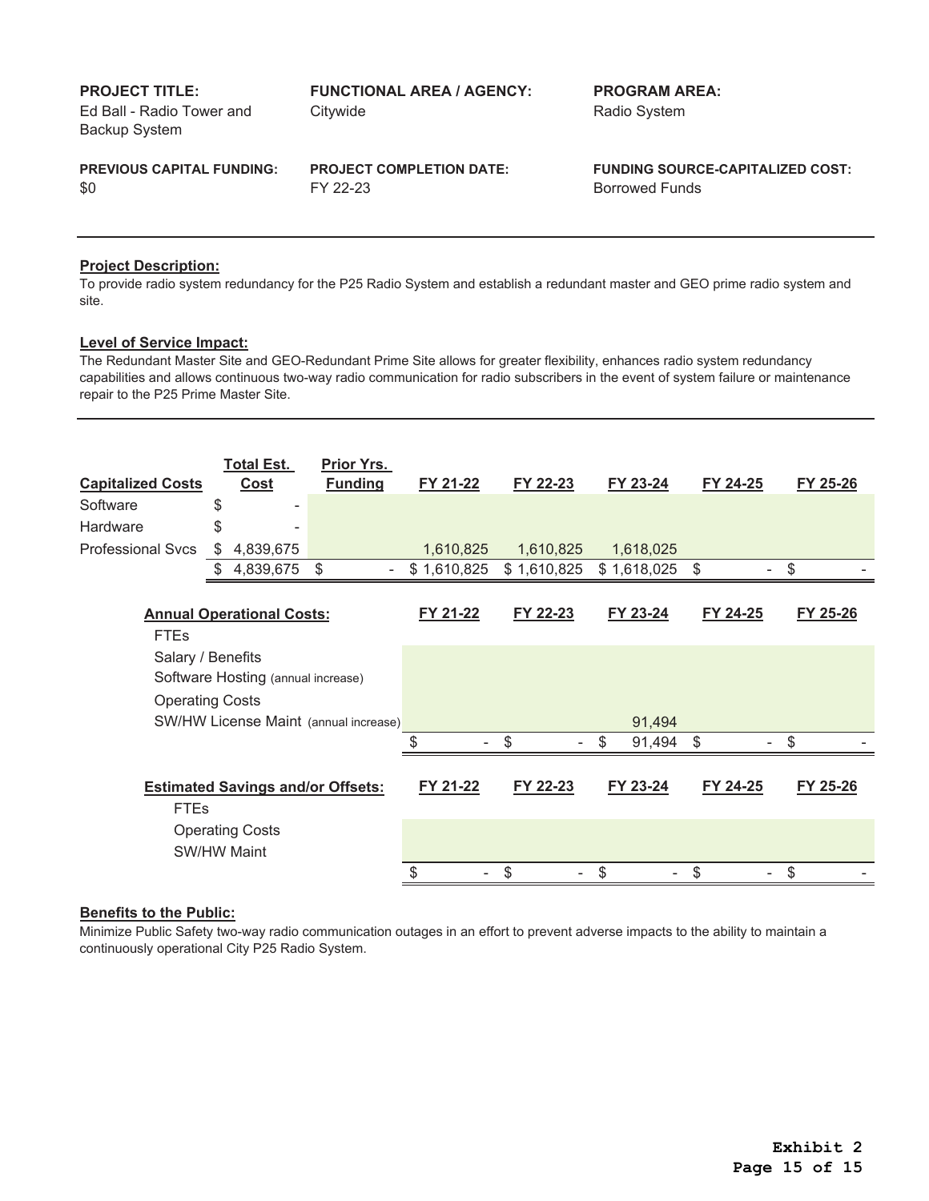**PROJECT TITLE:**
Ed Ball - Radio Tower and Backup System

**FUNCTIONAL AREA / AGENCY:**
Citywide

**PROGRAM AREA:**
Radio System

**PREVIOUS CAPITAL FUNDING:**
$0

**PROJECT COMPLETION DATE:**
FY 22-23

**FUNDING SOURCE-CAPITALIZED COST:**
Borrowed Funds

---

**Project Description:**

To provide radio system redundancy for the P25 Radio System and establish a redundant master and GEO prime radio system and site.

**Level of Service Impact:**

The Redundant Master Site and GEO-Redundant Prime Site allows for greater flexibility, enhances radio system redundancy capabilities and allows continuous two-way radio communication for radio subscribers in the event of system failure or maintenance repair to the P25 Prime Master Site.

---

| Capitalized Costs | Total Est. Cost | Prior Yrs. Funding | FY 21-22 | FY 22-23 | FY 23-24 | FY 24-25 | FY 25-26 |
|---|---|---|---|---|---|---|---|
| Software | $ - | | | | | | |
| Hardware | $ - | | | | | | |
| Professional Svcs | $ 4,839,675 | | 1,610,825 | 1,610,825 | 1,618,025 | | |
| | $ 4,839,675 | $ - | $ 1,610,825 | $ 1,610,825 | $ 1,618,025 | $ - | $ - |

| Annual Operational Costs: | FY 21-22 | FY 22-23 | FY 23-24 | FY 24-25 | FY 25-26 |
|---|---|---|---|---|---|
| FTEs | | | | | |
| Salary / Benefits | | | | | |
| Software Hosting (annual increase) | | | | | |
| Operating Costs | | | | | |
| SW/HW License Maint (annual increase) | | | 91,494 | | |
| | $ - | $ - | $ 91,494 | $ - | $ - |

| Estimated Savings and/or Offsets: | FY 21-22 | FY 22-23 | FY 23-24 | FY 24-25 | FY 25-26 |
|---|---|---|---|---|---|
| FTEs | | | | | |
| Operating Costs | | | | | |
| SW/HW Maint | | | | | |
| | $ - | $ - | $ - | $ - | $ - |

**Benefits to the Public:**

Minimize Public Safety two-way radio communication outages in an effort to prevent adverse impacts to the ability to maintain a continuously operational City P25 Radio System.

**Exhibit 2**